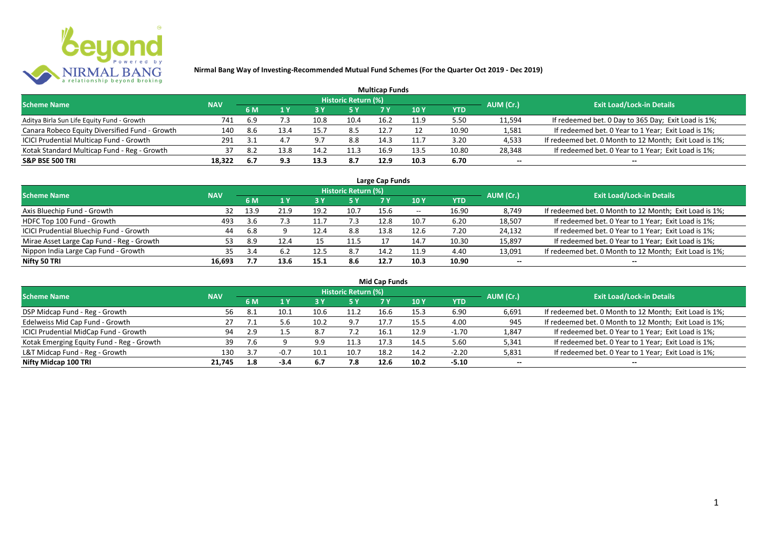# Nirmal Bang Way of Investing-Recommended Mutual Fund Schemes (For the Quarter Oct 2019 - Dec 2019)

## Multicap Funds

| Scheme Name | NAV | Historic Return (%) | | | | | | | AUM (Cr.) | Exit Load/Lock-in Details |
|---|---|---|---|---|---|---|---|---|---|---|
| | | 6 M | 1 Y | 3 Y | 5 Y | 7 Y | 10 Y | YTD | | |
| Aditya Birla Sun Life Equity Fund - Growth | 741 | 6.9 | 7.3 | 10.8 | 10.4 | 16.2 | 11.9 | 5.50 | 11,594 | If redeemed bet. 0 Day to 365 Day; Exit Load is 1%; |
| Canara Robeco Equity Diversified Fund - Growth | 140 | 8.6 | 13.4 | 15.7 | 8.5 | 12.7 | 12 | 10.90 | 1,581 | If redeemed bet. 0 Year to 1 Year; Exit Load is 1%; |
| ICICI Prudential Multicap Fund - Growth | 291 | 3.1 | 4.7 | 9.7 | 8.8 | 14.3 | 11.7 | 3.20 | 4,533 | If redeemed bet. 0 Month to 12 Month; Exit Load is 1%; |
| Kotak Standard Multicap Fund - Reg - Growth | 37 | 8.2 | 13.8 | 14.2 | 11.3 | 16.9 | 13.5 | 10.80 | 28,348 | If redeemed bet. 0 Year to 1 Year; Exit Load is 1%; |
| **S&P BSE 500 TRI** | **18,322** | **6.7** | **9.3** | **13.3** | **8.7** | **12.9** | **10.3** | **6.70** | -- | -- |

## Large Cap Funds

| Scheme Name | NAV | Historic Return (%) | | | | | | | AUM (Cr.) | Exit Load/Lock-in Details |
|---|---|---|---|---|---|---|---|---|---|---|
| | | 6 M | 1 Y | 3 Y | 5 Y | 7 Y | 10 Y | YTD | | |
| Axis Bluechip Fund - Growth | 32 | 13.9 | 21.9 | 19.2 | 10.7 | 15.6 | -- | 16.90 | 8,749 | If redeemed bet. 0 Month to 12 Month; Exit Load is 1%; |
| HDFC Top 100 Fund - Growth | 493 | 3.6 | 7.3 | 11.7 | 7.3 | 12.8 | 10.7 | 6.20 | 18,507 | If redeemed bet. 0 Year to 1 Year; Exit Load is 1%; |
| ICICI Prudential Bluechip Fund - Growth | 44 | 6.8 | 9 | 12.4 | 8.8 | 13.8 | 12.6 | 7.20 | 24,132 | If redeemed bet. 0 Year to 1 Year; Exit Load is 1%; |
| Mirae Asset Large Cap Fund - Reg - Growth | 53 | 8.9 | 12.4 | 15 | 11.5 | 17 | 14.7 | 10.30 | 15,897 | If redeemed bet. 0 Year to 1 Year; Exit Load is 1%; |
| Nippon India Large Cap Fund - Growth | 35 | 3.4 | 6.2 | 12.5 | 8.7 | 14.2 | 11.9 | 4.40 | 13,091 | If redeemed bet. 0 Month to 12 Month; Exit Load is 1%; |
| **Nifty 50 TRI** | **16,693** | **7.7** | **13.6** | **15.1** | **8.6** | **12.7** | **10.3** | **10.90** | -- | -- |

## Mid Cap Funds

| Scheme Name | NAV | Historic Return (%) | | | | | | | AUM (Cr.) | Exit Load/Lock-in Details |
|---|---|---|---|---|---|---|---|---|---|---|
| | | 6 M | 1 Y | 3 Y | 5 Y | 7 Y | 10 Y | YTD | | |
| DSP Midcap Fund - Reg - Growth | 56 | 8.1 | 10.1 | 10.6 | 11.2 | 16.6 | 15.3 | 6.90 | 6,691 | If redeemed bet. 0 Month to 12 Month; Exit Load is 1%; |
| Edelweiss Mid Cap Fund - Growth | 27 | 7.1 | 5.6 | 10.2 | 9.7 | 17.7 | 15.5 | 4.00 | 945 | If redeemed bet. 0 Month to 12 Month; Exit Load is 1%; |
| ICICI Prudential MidCap Fund - Growth | 94 | 2.9 | 1.5 | 8.7 | 7.2 | 16.1 | 12.9 | -1.70 | 1,847 | If redeemed bet. 0 Year to 1 Year; Exit Load is 1%; |
| Kotak Emerging Equity Fund - Reg - Growth | 39 | 7.6 | 9 | 9.9 | 11.3 | 17.3 | 14.5 | 5.60 | 5,341 | If redeemed bet. 0 Year to 1 Year; Exit Load is 1%; |
| L&T Midcap Fund - Reg - Growth | 130 | 3.7 | -0.7 | 10.1 | 10.7 | 18.2 | 14.2 | -2.20 | 5,831 | If redeemed bet. 0 Year to 1 Year; Exit Load is 1%; |
| **Nifty Midcap 100 TRI** | **21,745** | **1.8** | **-3.4** | **6.7** | **7.8** | **12.6** | **10.2** | **-5.10** | -- | -- |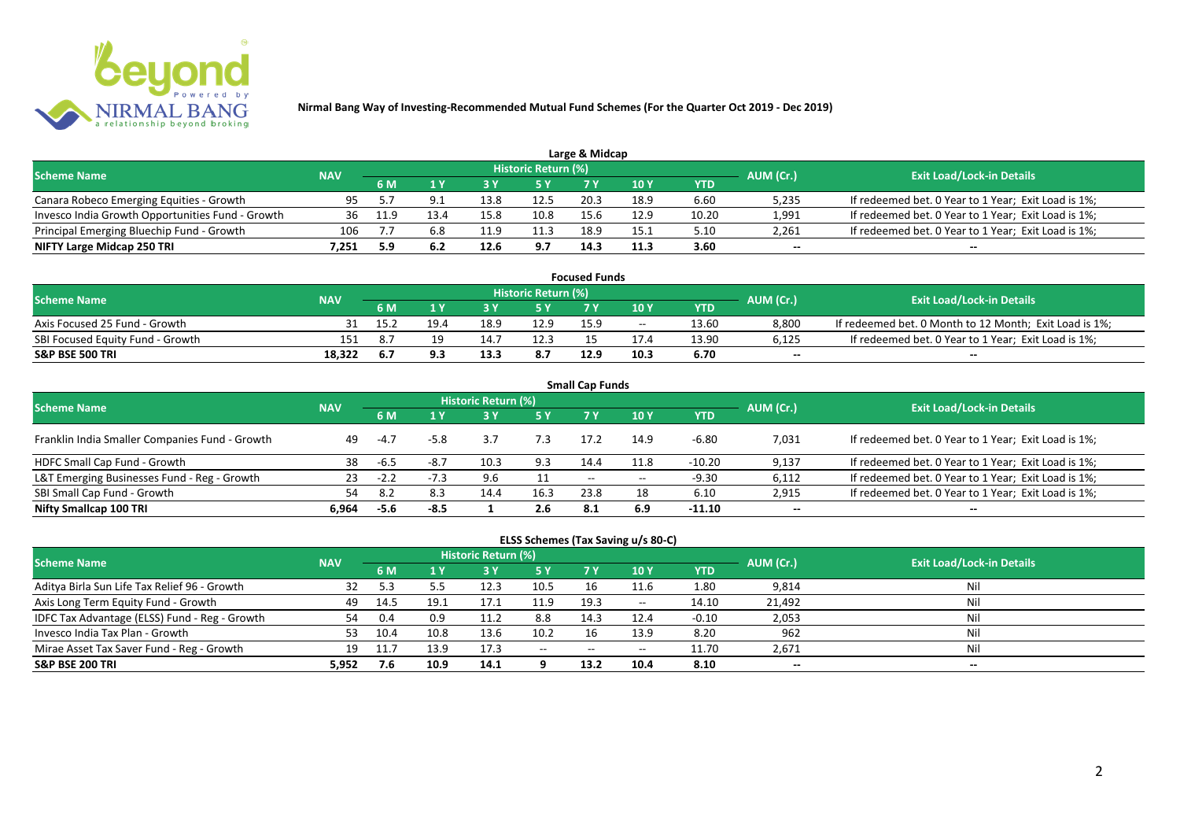# Nirmal Bang Way of Investing-Recommended Mutual Fund Schemes (For the Quarter Oct 2019 - Dec 2019)

## Large & Midcap

| Scheme Name | NAV | Historic Return (%) | | | | | | | AUM (Cr.) | Exit Load/Lock-in Details |
|---|---|---|---|---|---|---|---|---|---|---|
| | | 6 M | 1 Y | 3 Y | 5 Y | 7 Y | 10 Y | YTD | | |
| Canara Robeco Emerging Equities - Growth | 95 | 5.7 | 9.1 | 13.8 | 12.5 | 20.3 | 18.9 | 6.60 | 5,235 | If redeemed bet. 0 Year to 1 Year; Exit Load is 1%; |
| Invesco India Growth Opportunities Fund - Growth | 36 | 11.9 | 13.4 | 15.8 | 10.8 | 15.6 | 12.9 | 10.20 | 1,991 | If redeemed bet. 0 Year to 1 Year; Exit Load is 1%; |
| Principal Emerging Bluechip Fund - Growth | 106 | 7.7 | 6.8 | 11.9 | 11.3 | 18.9 | 15.1 | 5.10 | 2,261 | If redeemed bet. 0 Year to 1 Year; Exit Load is 1%; |
| **NIFTY Large Midcap 250 TRI** | **7,251** | **5.9** | **6.2** | **12.6** | **9.7** | **14.3** | **11.3** | **3.60** | **--** | **--** |

## Focused Funds

| Scheme Name | NAV | Historic Return (%) | | | | | | | AUM (Cr.) | Exit Load/Lock-in Details |
|---|---|---|---|---|---|---|---|---|---|---|
| | | 6 M | 1 Y | 3 Y | 5 Y | 7 Y | 10 Y | YTD | | |
| Axis Focused 25 Fund - Growth | 31 | 15.2 | 19.4 | 18.9 | 12.9 | 15.9 | -- | 13.60 | 8,800 | If redeemed bet. 0 Month to 12 Month; Exit Load is 1%; |
| SBI Focused Equity Fund - Growth | 151 | 8.7 | 19 | 14.7 | 12.3 | 15 | 17.4 | 13.90 | 6,125 | If redeemed bet. 0 Year to 1 Year; Exit Load is 1%; |
| **S&P BSE 500 TRI** | **18,322** | **6.7** | **9.3** | **13.3** | **8.7** | **12.9** | **10.3** | **6.70** | **--** | **--** |

## Small Cap Funds

| Scheme Name | NAV | Historic Return (%) | | | | | | | AUM (Cr.) | Exit Load/Lock-in Details |
|---|---|---|---|---|---|---|---|---|---|---|
| | | 6 M | 1 Y | 3 Y | 5 Y | 7 Y | 10 Y | YTD | | |
| Franklin India Smaller Companies Fund - Growth | 49 | -4.7 | -5.8 | 3.7 | 7.3 | 17.2 | 14.9 | -6.80 | 7,031 | If redeemed bet. 0 Year to 1 Year; Exit Load is 1%; |
| HDFC Small Cap Fund - Growth | 38 | -6.5 | -8.7 | 10.3 | 9.3 | 14.4 | 11.8 | -10.20 | 9,137 | If redeemed bet. 0 Year to 1 Year; Exit Load is 1%; |
| L&T Emerging Businesses Fund - Reg - Growth | 23 | -2.2 | -7.3 | 9.6 | 11 | -- | -- | -9.30 | 6,112 | If redeemed bet. 0 Year to 1 Year; Exit Load is 1%; |
| SBI Small Cap Fund - Growth | 54 | 8.2 | 8.3 | 14.4 | 16.3 | 23.8 | 18 | 6.10 | 2,915 | If redeemed bet. 0 Year to 1 Year; Exit Load is 1%; |
| **Nifty Smallcap 100 TRI** | **6,964** | **-5.6** | **-8.5** | **1** | **2.6** | **8.1** | **6.9** | **-11.10** | **--** | **--** |

## ELSS Schemes (Tax Saving u/s 80-C)

| Scheme Name | NAV | Historic Return (%) | | | | | | | AUM (Cr.) | Exit Load/Lock-in Details |
|---|---|---|---|---|---|---|---|---|---|---|
| | | 6 M | 1 Y | 3 Y | 5 Y | 7 Y | 10 Y | YTD | | |
| Aditya Birla Sun Life Tax Relief 96 - Growth | 32 | 5.3 | 5.5 | 12.3 | 10.5 | 16 | 11.6 | 1.80 | 9,814 | Nil |
| Axis Long Term Equity Fund - Growth | 49 | 14.5 | 19.1 | 17.1 | 11.9 | 19.3 | -- | 14.10 | 21,492 | Nil |
| IDFC Tax Advantage (ELSS) Fund - Reg - Growth | 54 | 0.4 | 0.9 | 11.2 | 8.8 | 14.3 | 12.4 | -0.10 | 2,053 | Nil |
| Invesco India Tax Plan - Growth | 53 | 10.4 | 10.8 | 13.6 | 10.2 | 16 | 13.9 | 8.20 | 962 | Nil |
| Mirae Asset Tax Saver Fund - Reg - Growth | 19 | 11.7 | 13.9 | 17.3 | -- | -- | -- | 11.70 | 2,671 | Nil |
| **S&P BSE 200 TRI** | **5,952** | **7.6** | **10.9** | **14.1** | **9** | **13.2** | **10.4** | **8.10** | **--** | **--** |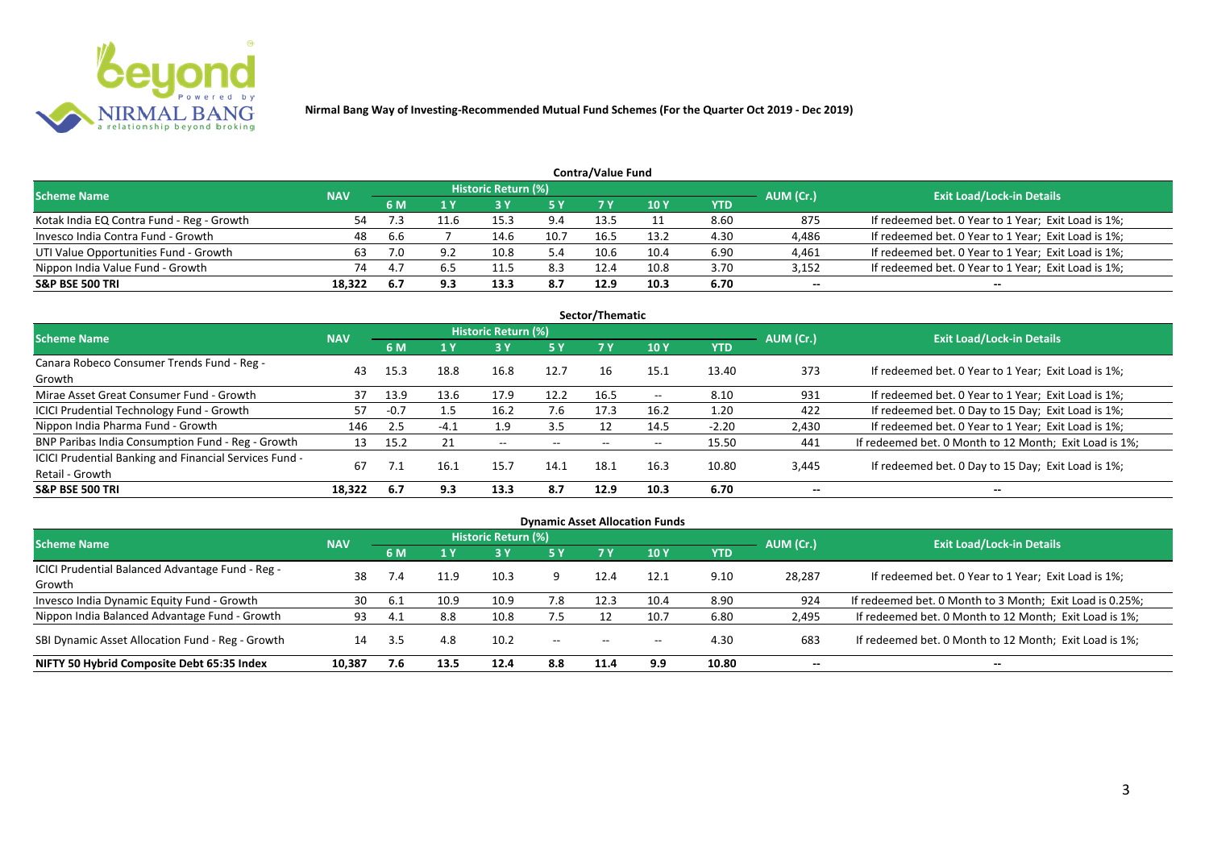# Nirmal Bang Way of Investing-Recommended Mutual Fund Schemes (For the Quarter Oct 2019 - Dec 2019)

## Contra/Value Fund

| Scheme Name | NAV | Historic Return (%) | | | | | | | AUM (Cr.) | Exit Load/Lock-in Details |
|---|---|---|---|---|---|---|---|---|---|---|
| | | 6 M | 1 Y | 3 Y | 5 Y | 7 Y | 10 Y | YTD | | |
| Kotak India EQ Contra Fund - Reg - Growth | 54 | 7.3 | 11.6 | 15.3 | 9.4 | 13.5 | 11 | 8.60 | 875 | If redeemed bet. 0 Year to 1 Year; Exit Load is 1%; |
| Invesco India Contra Fund - Growth | 48 | 6.6 | 7 | 14.6 | 10.7 | 16.5 | 13.2 | 4.30 | 4,486 | If redeemed bet. 0 Year to 1 Year; Exit Load is 1%; |
| UTI Value Opportunities Fund - Growth | 63 | 7.0 | 9.2 | 10.8 | 5.4 | 10.6 | 10.4 | 6.90 | 4,461 | If redeemed bet. 0 Year to 1 Year; Exit Load is 1%; |
| Nippon India Value Fund - Growth | 74 | 4.7 | 6.5 | 11.5 | 8.3 | 12.4 | 10.8 | 3.70 | 3,152 | If redeemed bet. 0 Year to 1 Year; Exit Load is 1%; |
| **S&P BSE 500 TRI** | **18,322** | **6.7** | **9.3** | **13.3** | **8.7** | **12.9** | **10.3** | **6.70** | **--** | **--** |

## Sector/Thematic

| Scheme Name | NAV | Historic Return (%) | | | | | | | AUM (Cr.) | Exit Load/Lock-in Details |
|---|---|---|---|---|---|---|---|---|---|---|
| | | 6 M | 1 Y | 3 Y | 5 Y | 7 Y | 10 Y | YTD | | |
| Canara Robeco Consumer Trends Fund - Reg - Growth | 43 | 15.3 | 18.8 | 16.8 | 12.7 | 16 | 15.1 | 13.40 | 373 | If redeemed bet. 0 Year to 1 Year; Exit Load is 1%; |
| Mirae Asset Great Consumer Fund - Growth | 37 | 13.9 | 13.6 | 17.9 | 12.2 | 16.5 | -- | 8.10 | 931 | If redeemed bet. 0 Year to 1 Year; Exit Load is 1%; |
| ICICI Prudential Technology Fund - Growth | 57 | -0.7 | 1.5 | 16.2 | 7.6 | 17.3 | 16.2 | 1.20 | 422 | If redeemed bet. 0 Day to 15 Day; Exit Load is 1%; |
| Nippon India Pharma Fund - Growth | 146 | 2.5 | -4.1 | 1.9 | 3.5 | 12 | 14.5 | -2.20 | 2,430 | If redeemed bet. 0 Year to 1 Year; Exit Load is 1%; |
| BNP Paribas India Consumption Fund - Reg - Growth | 13 | 15.2 | 21 | -- | -- | -- | -- | 15.50 | 441 | If redeemed bet. 0 Month to 12 Month; Exit Load is 1%; |
| ICICI Prudential Banking and Financial Services Fund - Retail - Growth | 67 | 7.1 | 16.1 | 15.7 | 14.1 | 18.1 | 16.3 | 10.80 | 3,445 | If redeemed bet. 0 Day to 15 Day; Exit Load is 1%; |
| **S&P BSE 500 TRI** | **18,322** | **6.7** | **9.3** | **13.3** | **8.7** | **12.9** | **10.3** | **6.70** | **--** | **--** |

## Dynamic Asset Allocation Funds

| Scheme Name | NAV | Historic Return (%) | | | | | | | AUM (Cr.) | Exit Load/Lock-in Details |
|---|---|---|---|---|---|---|---|---|---|---|
| | | 6 M | 1 Y | 3 Y | 5 Y | 7 Y | 10 Y | YTD | | |
| ICICI Prudential Balanced Advantage Fund - Reg - Growth | 38 | 7.4 | 11.9 | 10.3 | 9 | 12.4 | 12.1 | 9.10 | 28,287 | If redeemed bet. 0 Year to 1 Year; Exit Load is 1%; |
| Invesco India Dynamic Equity Fund - Growth | 30 | 6.1 | 10.9 | 10.9 | 7.8 | 12.3 | 10.4 | 8.90 | 924 | If redeemed bet. 0 Month to 3 Month; Exit Load is 0.25%; |
| Nippon India Balanced Advantage Fund - Growth | 93 | 4.1 | 8.8 | 10.8 | 7.5 | 12 | 10.7 | 6.80 | 2,495 | If redeemed bet. 0 Month to 12 Month; Exit Load is 1%; |
| SBI Dynamic Asset Allocation Fund - Reg - Growth | 14 | 3.5 | 4.8 | 10.2 | -- | -- | -- | 4.30 | 683 | If redeemed bet. 0 Month to 12 Month; Exit Load is 1%; |
| **NIFTY 50 Hybrid Composite Debt 65:35 Index** | **10,387** | **7.6** | **13.5** | **12.4** | **8.8** | **11.4** | **9.9** | **10.80** | **--** | **--** |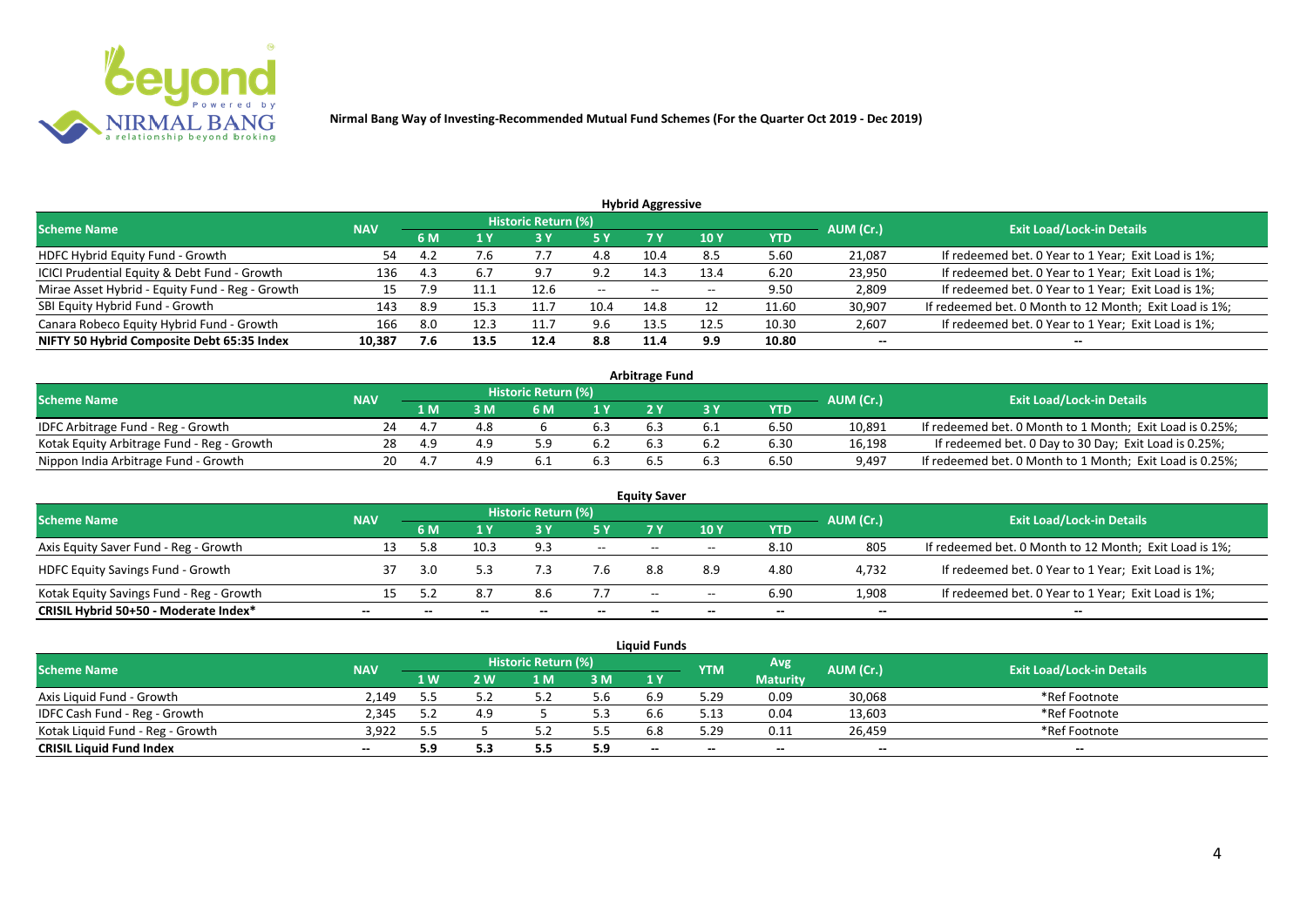# Nirmal Bang Way of Investing-Recommended Mutual Fund Schemes (For the Quarter Oct 2019 - Dec 2019)

## Hybrid Aggressive

| Scheme Name | NAV | Historic Return (%) | | | | | | | AUM (Cr.) | Exit Load/Lock-in Details |
|---|---|---|---|---|---|---|---|---|---|---|
| | | 6 M | 1 Y | 3 Y | 5 Y | 7 Y | 10 Y | YTD | | |
| HDFC Hybrid Equity Fund - Growth | 54 | 4.2 | 7.6 | 7.7 | 4.8 | 10.4 | 8.5 | 5.60 | 21,087 | If redeemed bet. 0 Year to 1 Year; Exit Load is 1%; |
| ICICI Prudential Equity & Debt Fund - Growth | 136 | 4.3 | 6.7 | 9.7 | 9.2 | 14.3 | 13.4 | 6.20 | 23,950 | If redeemed bet. 0 Year to 1 Year; Exit Load is 1%; |
| Mirae Asset Hybrid - Equity Fund - Reg - Growth | 15 | 7.9 | 11.1 | 12.6 | -- | -- | -- | 9.50 | 2,809 | If redeemed bet. 0 Year to 1 Year; Exit Load is 1%; |
| SBI Equity Hybrid Fund - Growth | 143 | 8.9 | 15.3 | 11.7 | 10.4 | 14.8 | 12 | 11.60 | 30,907 | If redeemed bet. 0 Month to 12 Month; Exit Load is 1%; |
| Canara Robeco Equity Hybrid Fund - Growth | 166 | 8.0 | 12.3 | 11.7 | 9.6 | 13.5 | 12.5 | 10.30 | 2,607 | If redeemed bet. 0 Year to 1 Year; Exit Load is 1%; |
| **NIFTY 50 Hybrid Composite Debt 65:35 Index** | **10,387** | **7.6** | **13.5** | **12.4** | **8.8** | **11.4** | **9.9** | **10.80** | **--** | **--** |

## Arbitrage Fund

| Scheme Name | NAV | Historic Return (%) | | | | | | | AUM (Cr.) | Exit Load/Lock-in Details |
|---|---|---|---|---|---|---|---|---|---|---|
| | | 1 M | 3 M | 6 M | 1 Y | 2 Y | 3 Y | YTD | | |
| IDFC Arbitrage Fund - Reg - Growth | 24 | 4.7 | 4.8 | 6 | 6.3 | 6.3 | 6.1 | 6.50 | 10,891 | If redeemed bet. 0 Month to 1 Month; Exit Load is 0.25%; |
| Kotak Equity Arbitrage Fund - Reg - Growth | 28 | 4.9 | 4.9 | 5.9 | 6.2 | 6.3 | 6.2 | 6.30 | 16,198 | If redeemed bet. 0 Day to 30 Day; Exit Load is 0.25%; |
| Nippon India Arbitrage Fund - Growth | 20 | 4.7 | 4.9 | 6.1 | 6.3 | 6.5 | 6.3 | 6.50 | 9,497 | If redeemed bet. 0 Month to 1 Month; Exit Load is 0.25%; |

## Equity Saver

| Scheme Name | NAV | Historic Return (%) | | | | | | | AUM (Cr.) | Exit Load/Lock-in Details |
|---|---|---|---|---|---|---|---|---|---|---|
| | | 6 M | 1 Y | 3 Y | 5 Y | 7 Y | 10 Y | YTD | | |
| Axis Equity Saver Fund - Reg - Growth | 13 | 5.8 | 10.3 | 9.3 | -- | -- | -- | 8.10 | 805 | If redeemed bet. 0 Month to 12 Month; Exit Load is 1%; |
| HDFC Equity Savings Fund - Growth | 37 | 3.0 | 5.3 | 7.3 | 7.6 | 8.8 | 8.9 | 4.80 | 4,732 | If redeemed bet. 0 Year to 1 Year; Exit Load is 1%; |
| Kotak Equity Savings Fund - Reg - Growth | 15 | 5.2 | 8.7 | 8.6 | 7.7 | -- | -- | 6.90 | 1,908 | If redeemed bet. 0 Year to 1 Year; Exit Load is 1%; |
| **CRISIL Hybrid 50+50 - Moderate Index*** | **--** | **--** | **--** | **--** | **--** | **--** | **--** | **--** | **--** | **--** |

## Liquid Funds

| Scheme Name | NAV | Historic Return (%) | | | | | YTM | Avg Maturity | AUM (Cr.) | Exit Load/Lock-in Details |
|---|---|---|---|---|---|---|---|---|---|---|
| | | 1 W | 2 W | 1 M | 3 M | 1 Y | | | | |
| Axis Liquid Fund - Growth | 2,149 | 5.5 | 5.2 | 5.2 | 5.6 | 6.9 | 5.29 | 0.09 | 30,068 | *Ref Footnote |
| IDFC Cash Fund - Reg - Growth | 2,345 | 5.2 | 4.9 | 5 | 5.3 | 6.6 | 5.13 | 0.04 | 13,603 | *Ref Footnote |
| Kotak Liquid Fund - Reg - Growth | 3,922 | 5.5 | 5 | 5.2 | 5.5 | 6.8 | 5.29 | 0.11 | 26,459 | *Ref Footnote |
| **CRISIL Liquid Fund Index** | **--** | **5.9** | **5.3** | **5.5** | **5.9** | **--** | **--** | **--** | **--** | **--** |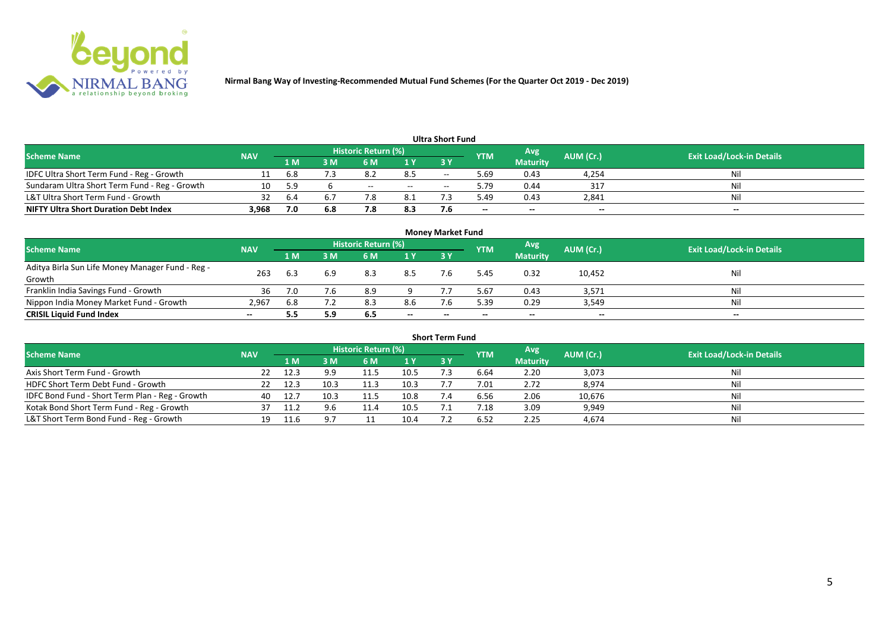Nirmal Bang Way of Investing-Recommended Mutual Fund Schemes (For the Quarter Oct 2019 - Dec 2019)

### Ultra Short Fund

| Scheme Name | NAV | Historic Return (%) | | | | | YTM | Avg Maturity | AUM (Cr.) | Exit Load/Lock-in Details |
|---|---|---|---|---|---|---|---|---|---|---|
| | | 1 M | 3 M | 6 M | 1 Y | 3 Y | | | | |
| IDFC Ultra Short Term Fund - Reg - Growth | 11 | 6.8 | 7.3 | 8.2 | 8.5 | -- | 5.69 | 0.43 | 4,254 | Nil |
| Sundaram Ultra Short Term Fund - Reg - Growth | 10 | 5.9 | 6 | -- | -- | -- | 5.79 | 0.44 | 317 | Nil |
| L&T Ultra Short Term Fund - Growth | 32 | 6.4 | 6.7 | 7.8 | 8.1 | 7.3 | 5.49 | 0.43 | 2,841 | Nil |
| **NIFTY Ultra Short Duration Debt Index** | **3,968** | **7.0** | **6.8** | **7.8** | **8.3** | **7.6** | **--** | **--** | **--** | **--** |

### Money Market Fund

| Scheme Name | NAV | Historic Return (%) | | | | | YTM | Avg Maturity | AUM (Cr.) | Exit Load/Lock-in Details |
|---|---|---|---|---|---|---|---|---|---|---|
| | | 1 M | 3 M | 6 M | 1 Y | 3 Y | | | | |
| Aditya Birla Sun Life Money Manager Fund - Reg - Growth | 263 | 6.3 | 6.9 | 8.3 | 8.5 | 7.6 | 5.45 | 0.32 | 10,452 | Nil |
| Franklin India Savings Fund - Growth | 36 | 7.0 | 7.6 | 8.9 | 9 | 7.7 | 5.67 | 0.43 | 3,571 | Nil |
| Nippon India Money Market Fund - Growth | 2,967 | 6.8 | 7.2 | 8.3 | 8.6 | 7.6 | 5.39 | 0.29 | 3,549 | Nil |
| **CRISIL Liquid Fund Index** | **--** | **5.5** | **5.9** | **6.5** | **--** | **--** | **--** | **--** | **--** | **--** |

### Short Term Fund

| Scheme Name | NAV | Historic Return (%) | | | | | YTM | Avg Maturity | AUM (Cr.) | Exit Load/Lock-in Details |
|---|---|---|---|---|---|---|---|---|---|---|
| | | 1 M | 3 M | 6 M | 1 Y | 3 Y | | | | |
| Axis Short Term Fund - Growth | 22 | 12.3 | 9.9 | 11.5 | 10.5 | 7.3 | 6.64 | 2.20 | 3,073 | Nil |
| HDFC Short Term Debt Fund - Growth | 22 | 12.3 | 10.3 | 11.3 | 10.3 | 7.7 | 7.01 | 2.72 | 8,974 | Nil |
| IDFC Bond Fund - Short Term Plan - Reg - Growth | 40 | 12.7 | 10.3 | 11.5 | 10.8 | 7.4 | 6.56 | 2.06 | 10,676 | Nil |
| Kotak Bond Short Term Fund - Reg - Growth | 37 | 11.2 | 9.6 | 11.4 | 10.5 | 7.1 | 7.18 | 3.09 | 9,949 | Nil |
| L&T Short Term Bond Fund - Reg - Growth | 19 | 11.6 | 9.7 | 11 | 10.4 | 7.2 | 6.52 | 2.25 | 4,674 | Nil |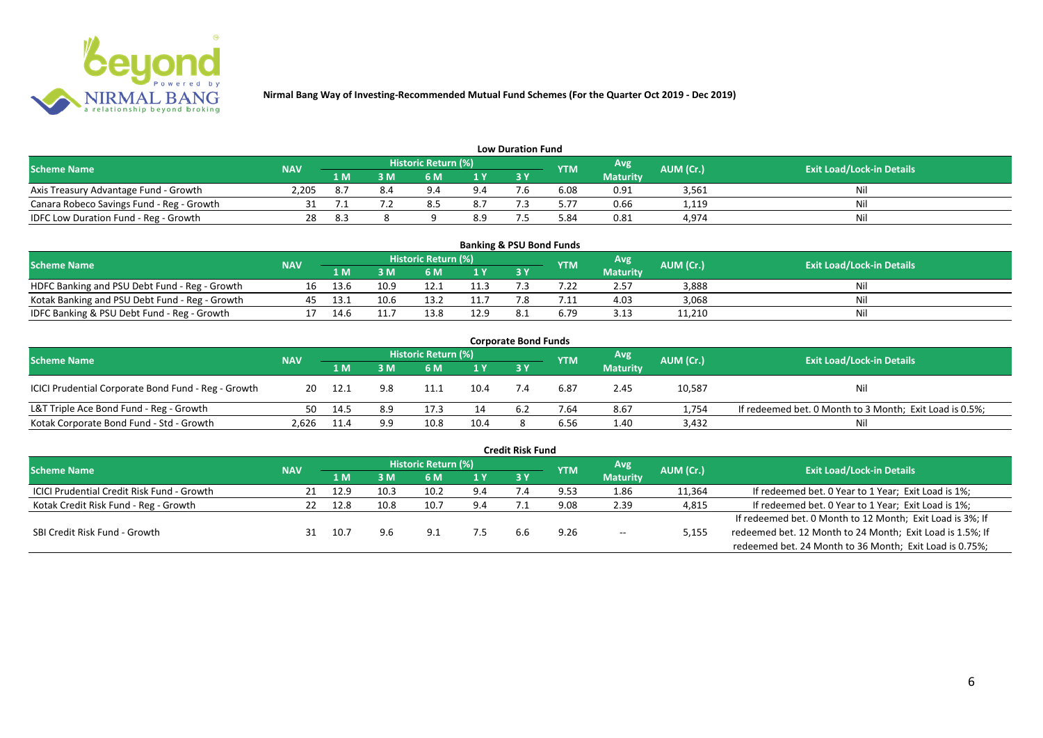Nirmal Bang Way of Investing-Recommended Mutual Fund Schemes (For the Quarter Oct 2019 - Dec 2019)

## Low Duration Fund

| Scheme Name | NAV | Historic Return (%) | | | | | YTM | Avg Maturity | AUM (Cr.) | Exit Load/Lock-in Details |
|---|---|---|---|---|---|---|---|---|---|---|
| | | 1 M | 3 M | 6 M | 1 Y | 3 Y | | | | |
| Axis Treasury Advantage Fund - Growth | 2,205 | 8.7 | 8.4 | 9.4 | 9.4 | 7.6 | 6.08 | 0.91 | 3,561 | Nil |
| Canara Robeco Savings Fund - Reg - Growth | 31 | 7.1 | 7.2 | 8.5 | 8.7 | 7.3 | 5.77 | 0.66 | 1,119 | Nil |
| IDFC Low Duration Fund - Reg - Growth | 28 | 8.3 | 8 | 9 | 8.9 | 7.5 | 5.84 | 0.81 | 4,974 | Nil |

## Banking & PSU Bond Funds

| Scheme Name | NAV | Historic Return (%) | | | | | YTM | Avg Maturity | AUM (Cr.) | Exit Load/Lock-in Details |
|---|---|---|---|---|---|---|---|---|---|---|
| | | 1 M | 3 M | 6 M | 1 Y | 3 Y | | | | |
| HDFC Banking and PSU Debt Fund - Reg - Growth | 16 | 13.6 | 10.9 | 12.1 | 11.3 | 7.3 | 7.22 | 2.57 | 3,888 | Nil |
| Kotak Banking and PSU Debt Fund - Reg - Growth | 45 | 13.1 | 10.6 | 13.2 | 11.7 | 7.8 | 7.11 | 4.03 | 3,068 | Nil |
| IDFC Banking & PSU Debt Fund - Reg - Growth | 17 | 14.6 | 11.7 | 13.8 | 12.9 | 8.1 | 6.79 | 3.13 | 11,210 | Nil |

## Corporate Bond Funds

| Scheme Name | NAV | Historic Return (%) | | | | | YTM | Avg Maturity | AUM (Cr.) | Exit Load/Lock-in Details |
|---|---|---|---|---|---|---|---|---|---|---|
| | | 1 M | 3 M | 6 M | 1 Y | 3 Y | | | | |
| ICICI Prudential Corporate Bond Fund - Reg - Growth | 20 | 12.1 | 9.8 | 11.1 | 10.4 | 7.4 | 6.87 | 2.45 | 10,587 | Nil |
| L&T Triple Ace Bond Fund - Reg - Growth | 50 | 14.5 | 8.9 | 17.3 | 14 | 6.2 | 7.64 | 8.67 | 1,754 | If redeemed bet. 0 Month to 3 Month; Exit Load is 0.5%; |
| Kotak Corporate Bond Fund - Std - Growth | 2,626 | 11.4 | 9.9 | 10.8 | 10.4 | 8 | 6.56 | 1.40 | 3,432 | Nil |

## Credit Risk Fund

| Scheme Name | NAV | Historic Return (%) | | | | | YTM | Avg Maturity | AUM (Cr.) | Exit Load/Lock-in Details |
|---|---|---|---|---|---|---|---|---|---|---|
| | | 1 M | 3 M | 6 M | 1 Y | 3 Y | | | | |
| ICICI Prudential Credit Risk Fund - Growth | 21 | 12.9 | 10.3 | 10.2 | 9.4 | 7.4 | 9.53 | 1.86 | 11,364 | If redeemed bet. 0 Year to 1 Year; Exit Load is 1%; |
| Kotak Credit Risk Fund - Reg - Growth | 22 | 12.8 | 10.8 | 10.7 | 9.4 | 7.1 | 9.08 | 2.39 | 4,815 | If redeemed bet. 0 Year to 1 Year; Exit Load is 1%; |
| SBI Credit Risk Fund - Growth | 31 | 10.7 | 9.6 | 9.1 | 7.5 | 6.6 | 9.26 | -- | 5,155 | If redeemed bet. 0 Month to 12 Month; Exit Load is 3%; If redeemed bet. 12 Month to 24 Month; Exit Load is 1.5%; If redeemed bet. 24 Month to 36 Month; Exit Load is 0.75%; |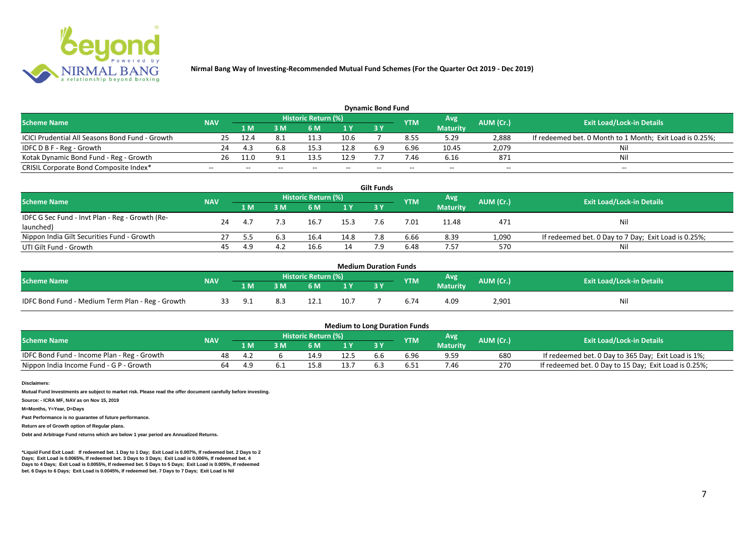**Nirmal Bang Way of Investing-Recommended Mutual Fund Schemes (For the Quarter Oct 2019 - Dec 2019)**

### Dynamic Bond Fund

| Scheme Name | NAV | Historic Return (%) | | | | | YTM | Avg Maturity | AUM (Cr.) | Exit Load/Lock-in Details |
|---|---|---|---|---|---|---|---|---|---|---|
| | | 1 M | 3 M | 6 M | 1 Y | 3 Y | | | | |
| ICICI Prudential All Seasons Bond Fund - Growth | 25 | 12.4 | 8.1 | 11.3 | 10.6 | 7 | 8.55 | 5.29 | 2,888 | If redeemed bet. 0 Month to 1 Month; Exit Load is 0.25%; |
| IDFC D B F - Reg - Growth | 24 | 4.3 | 6.8 | 15.3 | 12.8 | 6.9 | 6.96 | 10.45 | 2,079 | Nil |
| Kotak Dynamic Bond Fund - Reg - Growth | 26 | 11.0 | 9.1 | 13.5 | 12.9 | 7.7 | 7.46 | 6.16 | 871 | Nil |
| CRISIL Corporate Bond Composite Index* | -- | -- | -- | -- | -- | -- | -- | -- | -- | -- |

### Gilt Funds

| Scheme Name | NAV | Historic Return (%) | | | | | YTM | Avg Maturity | AUM (Cr.) | Exit Load/Lock-in Details |
|---|---|---|---|---|---|---|---|---|---|---|
| | | 1 M | 3 M | 6 M | 1 Y | 3 Y | | | | |
| IDFC G Sec Fund - Invt Plan - Reg - Growth (Re-launched) | 24 | 4.7 | 7.3 | 16.7 | 15.3 | 7.6 | 7.01 | 11.48 | 471 | Nil |
| Nippon India Gilt Securities Fund - Growth | 27 | 5.5 | 6.3 | 16.4 | 14.8 | 7.8 | 6.66 | 8.39 | 1,090 | If redeemed bet. 0 Day to 7 Day; Exit Load is 0.25%; |
| UTI Gilt Fund - Growth | 45 | 4.9 | 4.2 | 16.6 | 14 | 7.9 | 6.48 | 7.57 | 570 | Nil |

### Medium Duration Funds

| Scheme Name | NAV | Historic Return (%) | | | | | YTM | Avg Maturity | AUM (Cr.) | Exit Load/Lock-in Details |
|---|---|---|---|---|---|---|---|---|---|---|
| | | 1 M | 3 M | 6 M | 1 Y | 3 Y | | | | |
| IDFC Bond Fund - Medium Term Plan - Reg - Growth | 33 | 9.1 | 8.3 | 12.1 | 10.7 | 7 | 6.74 | 4.09 | 2,901 | Nil |

### Medium to Long Duration Funds

| Scheme Name | NAV | Historic Return (%) | | | | | YTM | Avg Maturity | AUM (Cr.) | Exit Load/Lock-in Details |
|---|---|---|---|---|---|---|---|---|---|---|
| | | 1 M | 3 M | 6 M | 1 Y | 3 Y | | | | |
| IDFC Bond Fund - Income Plan - Reg - Growth | 48 | 4.2 | 6 | 14.9 | 12.5 | 6.6 | 6.96 | 9.59 | 680 | If redeemed bet. 0 Day to 365 Day; Exit Load is 1%; |
| Nippon India Income Fund - G P - Growth | 64 | 4.9 | 6.1 | 15.8 | 13.7 | 6.3 | 6.51 | 7.46 | 270 | If redeemed bet. 0 Day to 15 Day; Exit Load is 0.25%; |

**Disclaimers:**

**Mutual Fund Investments are subject to market risk. Please read the offer document carefully before investing.**

**Source: - ICRA MF, NAV as on Nov 15, 2019**

**M=Months, Y=Year, D=Days**

**Past Performance is no guarantee of future performance.**

**Return are of Growth option of Regular plans.**

**Debt and Arbitrage Fund returns which are below 1 year period are Annualized Returns.**

**\*Liquid Fund Exit Load: If redeemed bet. 1 Day to 1 Day; Exit Load is 0.007%, If redeemed bet. 2 Days to 2 Days; Exit Load is 0.0065%, If redeemed bet. 3 Days to 3 Days; Exit Load is 0.006%, If redeemed bet. 4 Days to 4 Days; Exit Load is 0.0055%, If redeemed bet. 5 Days to 5 Days; Exit Load is 0.005%, If redeemed bet. 6 Days to 6 Days; Exit Load is 0.0045%, If redeemed bet. 7 Days to 7 Days; Exit Load is Nil**